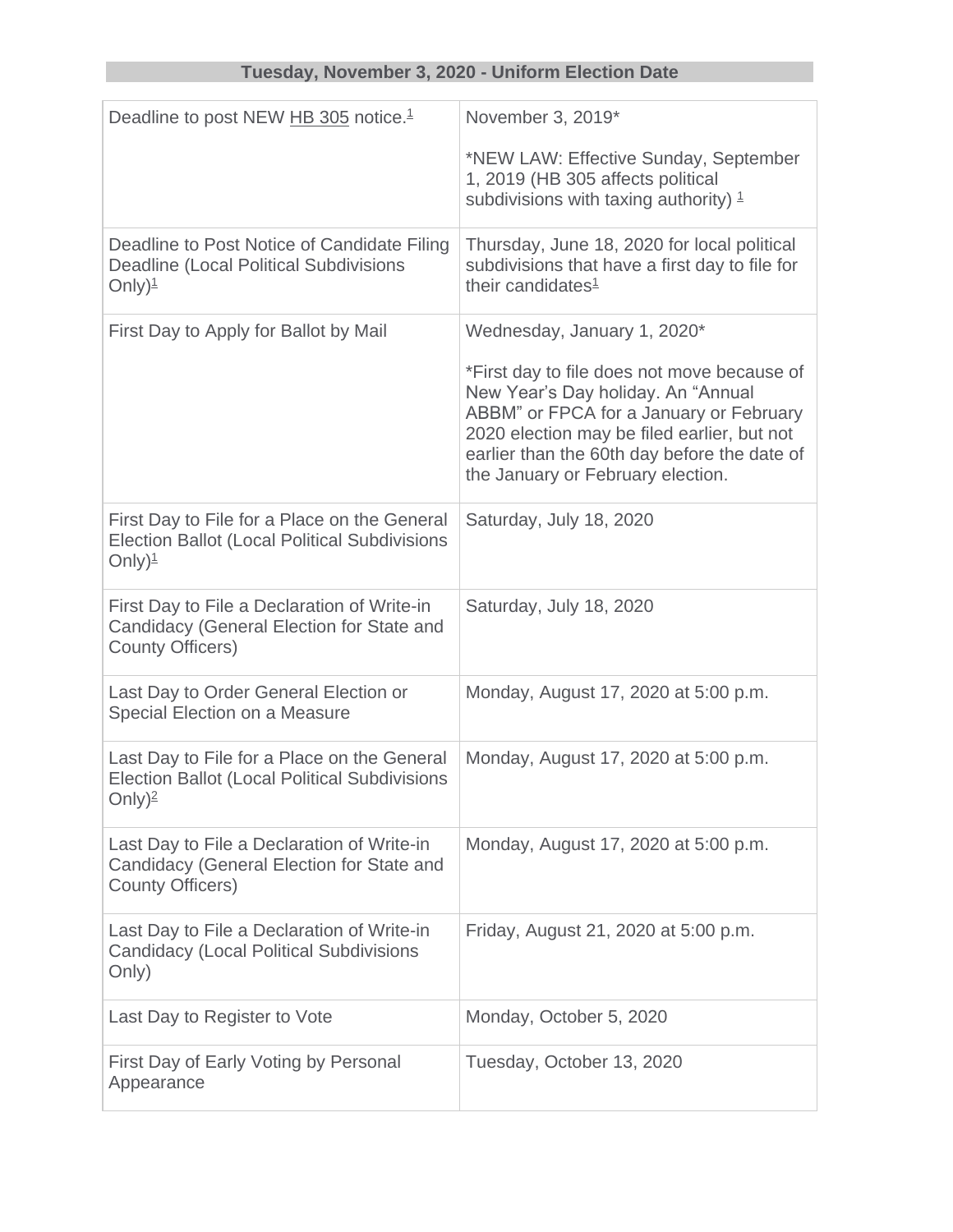## Tuesday, November 3, 2020 - Uniform Election Date

| | |
|---|---|
| Deadline to post NEW HB 305 notice.[1] | November 3, 2019*<br><br>*NEW LAW: Effective Sunday, September 1, 2019 (HB 305 affects political subdivisions with taxing authority) [1] |
| Deadline to Post Notice of Candidate Filing Deadline (Local Political Subdivisions Only)[1] | Thursday, June 18, 2020 for local political subdivisions that have a first day to file for their candidates[1] |
| First Day to Apply for Ballot by Mail | Wednesday, January 1, 2020*<br><br>*First day to file does not move because of New Year's Day holiday. An "Annual ABBM" or FPCA for a January or February 2020 election may be filed earlier, but not earlier than the 60th day before the date of the January or February election. |
| First Day to File for a Place on the General Election Ballot (Local Political Subdivisions Only)[1] | Saturday, July 18, 2020 |
| First Day to File a Declaration of Write-in Candidacy (General Election for State and County Officers) | Saturday, July 18, 2020 |
| Last Day to Order General Election or Special Election on a Measure | Monday, August 17, 2020 at 5:00 p.m. |
| Last Day to File for a Place on the General Election Ballot (Local Political Subdivisions Only)[2] | Monday, August 17, 2020 at 5:00 p.m. |
| Last Day to File a Declaration of Write-in Candidacy (General Election for State and County Officers) | Monday, August 17, 2020 at 5:00 p.m. |
| Last Day to File a Declaration of Write-in Candidacy (Local Political Subdivisions Only) | Friday, August 21, 2020 at 5:00 p.m. |
| Last Day to Register to Vote | Monday, October 5, 2020 |
| First Day of Early Voting by Personal Appearance | Tuesday, October 13, 2020 |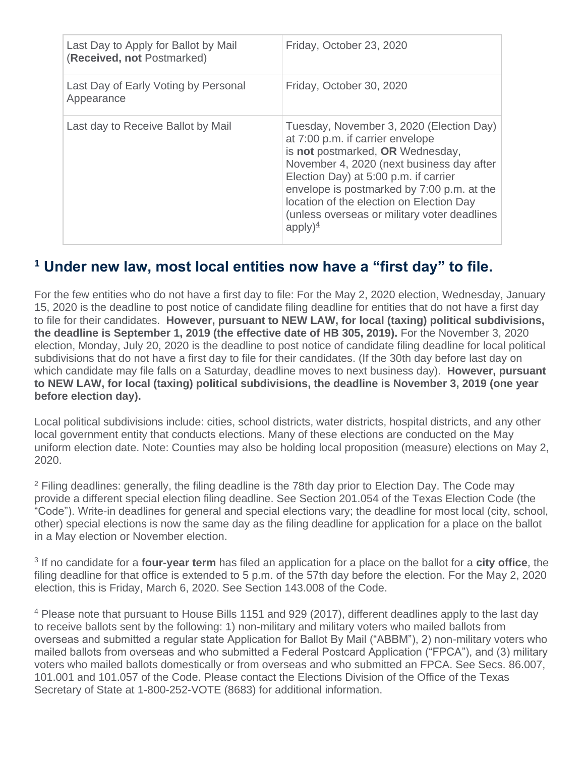| | |
| --- | --- |
| Last Day to Apply for Ballot by Mail (**Received, not** Postmarked) | Friday, October 23, 2020 |
| Last Day of Early Voting by Personal Appearance | Friday, October 30, 2020 |
| Last day to Receive Ballot by Mail | Tuesday, November 3, 2020 (Election Day) at 7:00 p.m. if carrier envelope is **not** postmarked, **OR** Wednesday, November 4, 2020 (next business day after Election Day) at 5:00 p.m. if carrier envelope is postmarked by 7:00 p.m. at the location of the election on Election Day (unless overseas or military voter deadlines apply)[4] |

## [1] Under new law, most local entities now have a "first day" to file.

For the few entities who do not have a first day to file: For the May 2, 2020 election, Wednesday, January 15, 2020 is the deadline to post notice of candidate filing deadline for entities that do not have a first day to file for their candidates. **However, pursuant to NEW LAW, for local (taxing) political subdivisions, the deadline is September 1, 2019 (the effective date of HB 305, 2019).** For the November 3, 2020 election, Monday, July 20, 2020 is the deadline to post notice of candidate filing deadline for local political subdivisions that do not have a first day to file for their candidates. (If the 30th day before last day on which candidate may file falls on a Saturday, deadline moves to next business day). **However, pursuant to NEW LAW, for local (taxing) political subdivisions, the deadline is November 3, 2019 (one year before election day).**

Local political subdivisions include: cities, school districts, water districts, hospital districts, and any other local government entity that conducts elections. Many of these elections are conducted on the May uniform election date. Note: Counties may also be holding local proposition (measure) elections on May 2, 2020.

[2] Filing deadlines: generally, the filing deadline is the 78th day prior to Election Day. The Code may provide a different special election filing deadline. See Section 201.054 of the Texas Election Code (the "Code"). Write-in deadlines for general and special elections vary; the deadline for most local (city, school, other) special elections is now the same day as the filing deadline for application for a place on the ballot in a May election or November election.

[3] If no candidate for a **four-year term** has filed an application for a place on the ballot for a **city office**, the filing deadline for that office is extended to 5 p.m. of the 57th day before the election. For the May 2, 2020 election, this is Friday, March 6, 2020. See Section 143.008 of the Code.

[4] Please note that pursuant to House Bills 1151 and 929 (2017), different deadlines apply to the last day to receive ballots sent by the following: 1) non-military and military voters who mailed ballots from overseas and submitted a regular state Application for Ballot By Mail ("ABBM"), 2) non-military voters who mailed ballots from overseas and who submitted a Federal Postcard Application ("FPCA"), and (3) military voters who mailed ballots domestically or from overseas and who submitted an FPCA. See Secs. 86.007, 101.001 and 101.057 of the Code. Please contact the Elections Division of the Office of the Texas Secretary of State at 1-800-252-VOTE (8683) for additional information.